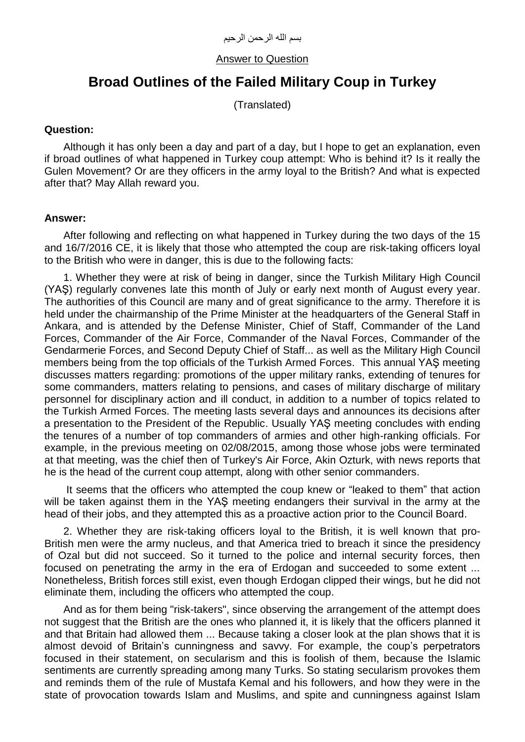بسم الله الرحمن الرحيم

Answer to Question

# Broad Outlines of the Failed Military Coup in Turkey

(Translated)

**Question:**

Although it has only been a day and part of a day, but I hope to get an explanation, even if broad outlines of what happened in Turkey coup attempt: Who is behind it? Is it really the Gulen Movement? Or are they officers in the army loyal to the British? And what is expected after that? May Allah reward you.

**Answer:**

After following and reflecting on what happened in Turkey during the two days of the 15 and 16/7/2016 CE, it is likely that those who attempted the coup are risk-taking officers loyal to the British who were in danger, this is due to the following facts:

1. Whether they were at risk of being in danger, since the Turkish Military High Council (YAŞ) regularly convenes late this month of July or early next month of August every year. The authorities of this Council are many and of great significance to the army. Therefore it is held under the chairmanship of the Prime Minister at the headquarters of the General Staff in Ankara, and is attended by the Defense Minister, Chief of Staff, Commander of the Land Forces, Commander of the Air Force, Commander of the Naval Forces, Commander of the Gendarmerie Forces, and Second Deputy Chief of Staff... as well as the Military High Council members being from the top officials of the Turkish Armed Forces. This annual YAŞ meeting discusses matters regarding: promotions of the upper military ranks, extending of tenures for some commanders, matters relating to pensions, and cases of military discharge of military personnel for disciplinary action and ill conduct, in addition to a number of topics related to the Turkish Armed Forces. The meeting lasts several days and announces its decisions after a presentation to the President of the Republic. Usually YAŞ meeting concludes with ending the tenures of a number of top commanders of armies and other high-ranking officials. For example, in the previous meeting on 02/08/2015, among those whose jobs were terminated at that meeting, was the chief then of Turkey's Air Force, Akin Ozturk, with news reports that he is the head of the current coup attempt, along with other senior commanders.

It seems that the officers who attempted the coup knew or "leaked to them" that action will be taken against them in the YAŞ meeting endangers their survival in the army at the head of their jobs, and they attempted this as a proactive action prior to the Council Board.

2. Whether they are risk-taking officers loyal to the British, it is well known that pro-British men were the army nucleus, and that America tried to breach it since the presidency of Ozal but did not succeed. So it turned to the police and internal security forces, then focused on penetrating the army in the era of Erdogan and succeeded to some extent ... Nonetheless, British forces still exist, even though Erdogan clipped their wings, but he did not eliminate them, including the officers who attempted the coup.

And as for them being "risk-takers", since observing the arrangement of the attempt does not suggest that the British are the ones who planned it, it is likely that the officers planned it and that Britain had allowed them ... Because taking a closer look at the plan shows that it is almost devoid of Britain's cunningness and savvy. For example, the coup's perpetrators focused in their statement, on secularism and this is foolish of them, because the Islamic sentiments are currently spreading among many Turks. So stating secularism provokes them and reminds them of the rule of Mustafa Kemal and his followers, and how they were in the state of provocation towards Islam and Muslims, and spite and cunningness against Islam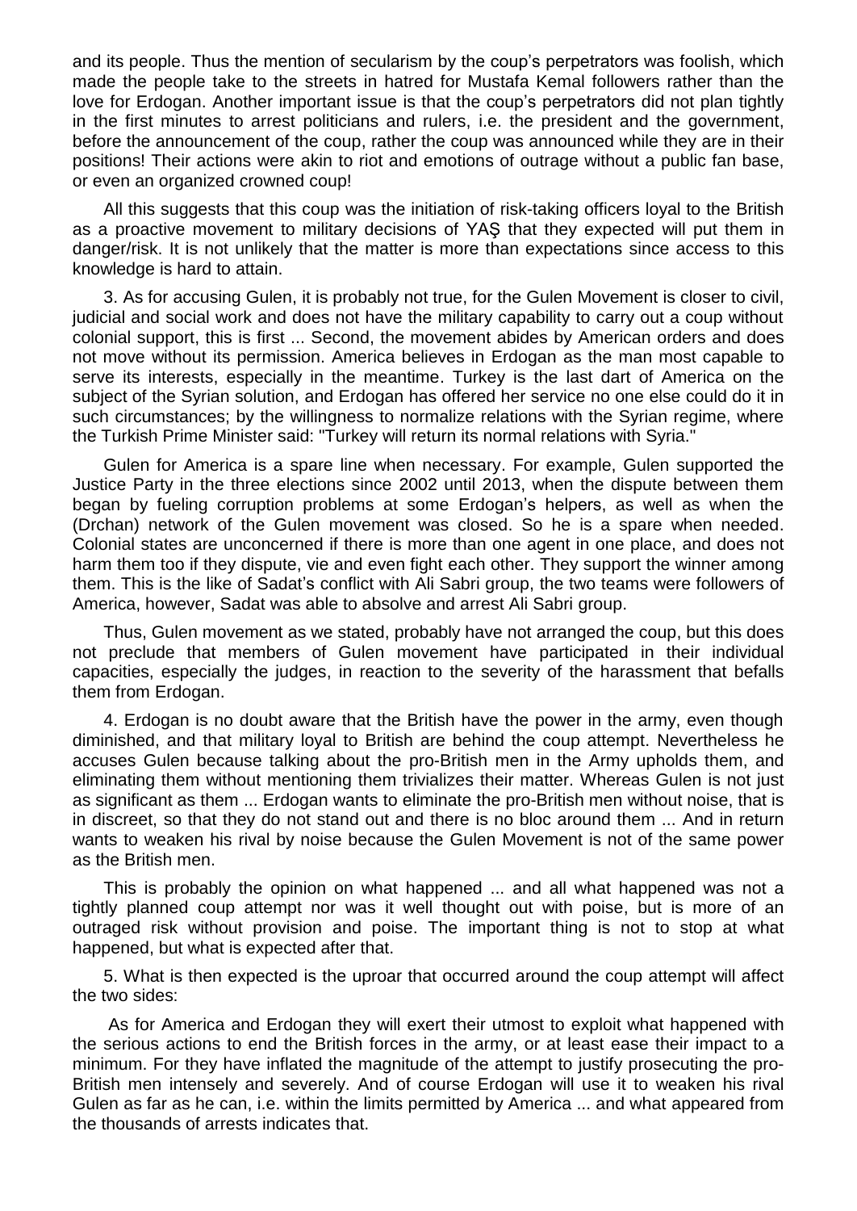and its people. Thus the mention of secularism by the coup's perpetrators was foolish, which made the people take to the streets in hatred for Mustafa Kemal followers rather than the love for Erdogan. Another important issue is that the coup's perpetrators did not plan tightly in the first minutes to arrest politicians and rulers, i.e. the president and the government, before the announcement of the coup, rather the coup was announced while they are in their positions! Their actions were akin to riot and emotions of outrage without a public fan base, or even an organized crowned coup!

All this suggests that this coup was the initiation of risk-taking officers loyal to the British as a proactive movement to military decisions of YAŞ that they expected will put them in danger/risk. It is not unlikely that the matter is more than expectations since access to this knowledge is hard to attain.

3. As for accusing Gulen, it is probably not true, for the Gulen Movement is closer to civil, judicial and social work and does not have the military capability to carry out a coup without colonial support, this is first ... Second, the movement abides by American orders and does not move without its permission. America believes in Erdogan as the man most capable to serve its interests, especially in the meantime. Turkey is the last dart of America on the subject of the Syrian solution, and Erdogan has offered her service no one else could do it in such circumstances; by the willingness to normalize relations with the Syrian regime, where the Turkish Prime Minister said: "Turkey will return its normal relations with Syria."

Gulen for America is a spare line when necessary. For example, Gulen supported the Justice Party in the three elections since 2002 until 2013, when the dispute between them began by fueling corruption problems at some Erdogan's helpers, as well as when the (Drchan) network of the Gulen movement was closed. So he is a spare when needed. Colonial states are unconcerned if there is more than one agent in one place, and does not harm them too if they dispute, vie and even fight each other. They support the winner among them. This is the like of Sadat's conflict with Ali Sabri group, the two teams were followers of America, however, Sadat was able to absolve and arrest Ali Sabri group.

Thus, Gulen movement as we stated, probably have not arranged the coup, but this does not preclude that members of Gulen movement have participated in their individual capacities, especially the judges, in reaction to the severity of the harassment that befalls them from Erdogan.

4. Erdogan is no doubt aware that the British have the power in the army, even though diminished, and that military loyal to British are behind the coup attempt. Nevertheless he accuses Gulen because talking about the pro-British men in the Army upholds them, and eliminating them without mentioning them trivializes their matter. Whereas Gulen is not just as significant as them ... Erdogan wants to eliminate the pro-British men without noise, that is in discreet, so that they do not stand out and there is no bloc around them ... And in return wants to weaken his rival by noise because the Gulen Movement is not of the same power as the British men.

This is probably the opinion on what happened ... and all what happened was not a tightly planned coup attempt nor was it well thought out with poise, but is more of an outraged risk without provision and poise. The important thing is not to stop at what happened, but what is expected after that.

5. What is then expected is the uproar that occurred around the coup attempt will affect the two sides:

As for America and Erdogan they will exert their utmost to exploit what happened with the serious actions to end the British forces in the army, or at least ease their impact to a minimum. For they have inflated the magnitude of the attempt to justify prosecuting the pro-British men intensely and severely. And of course Erdogan will use it to weaken his rival Gulen as far as he can, i.e. within the limits permitted by America ... and what appeared from the thousands of arrests indicates that.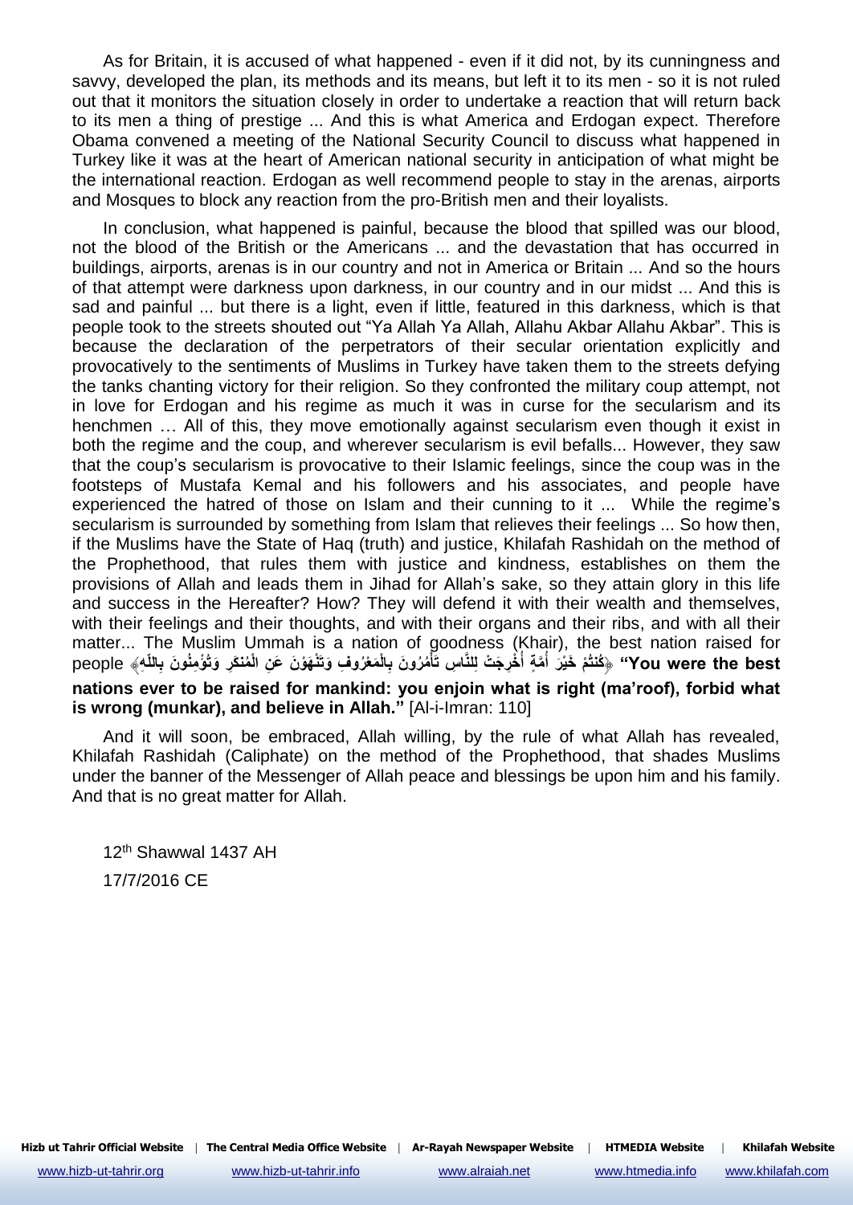As for Britain, it is accused of what happened - even if it did not, by its cunningness and savvy, developed the plan, its methods and its means, but left it to its men - so it is not ruled out that it monitors the situation closely in order to undertake a reaction that will return back to its men a thing of prestige ... And this is what America and Erdogan expect. Therefore Obama convened a meeting of the National Security Council to discuss what happened in Turkey like it was at the heart of American national security in anticipation of what might be the international reaction. Erdogan as well recommend people to stay in the arenas, airports and Mosques to block any reaction from the pro-British men and their loyalists.

In conclusion, what happened is painful, because the blood that spilled was our blood, not the blood of the British or the Americans ... and the devastation that has occurred in buildings, airports, arenas is in our country and not in America or Britain ... And so the hours of that attempt were darkness upon darkness, in our country and in our midst ... And this is sad and painful ... but there is a light, even if little, featured in this darkness, which is that people took to the streets shouted out "Ya Allah Ya Allah, Allahu Akbar Allahu Akbar". This is because the declaration of the perpetrators of their secular orientation explicitly and provocatively to the sentiments of Muslims in Turkey have taken them to the streets defying the tanks chanting victory for their religion. So they confronted the military coup attempt, not in love for Erdogan and his regime as much it was in curse for the secularism and its henchmen … All of this, they move emotionally against secularism even though it exist in both the regime and the coup, and wherever secularism is evil befalls... However, they saw that the coup's secularism is provocative to their Islamic feelings, since the coup was in the footsteps of Mustafa Kemal and his followers and his associates, and people have experienced the hatred of those on Islam and their cunning to it ... While the regime's secularism is surrounded by something from Islam that relieves their feelings ... So how then, if the Muslims have the State of Haq (truth) and justice, Khilafah Rashidah on the method of the Prophethood, that rules them with justice and kindness, establishes on them the provisions of Allah and leads them in Jihad for Allah's sake, so they attain glory in this life and success in the Hereafter? How? They will defend it with their wealth and themselves, with their feelings and their thoughts, and with their organs and their ribs, and with all their matter... The Muslim Ummah is a nation of goodness (Khair), the best nation raised for people ﴿كُنتُمْ خَيْرَ أُمَّةٍ أُخْرِجَتْ لِلنَّاسِ تَأْمُرُونَ بِالْمَعْرُوفِ وَتَنْهَوْنَ عَنِ الْمُنكَرِ وَتُؤْمِنُونَ بِاللَّهِ﴾ **"You were the best nations ever to be raised for mankind: you enjoin what is right (ma'roof), forbid what is wrong (munkar), and believe in Allah."** [Al-i-Imran: 110]

And it will soon, be embraced, Allah willing, by the rule of what Allah has revealed, Khilafah Rashidah (Caliphate) on the method of the Prophethood, that shades Muslims under the banner of the Messenger of Allah peace and blessings be upon him and his family. And that is no great matter for Allah.

12th Shawwal 1437 AH

17/7/2016 CE

| **Hizb ut Tahrir Official Website** | **The Central Media Office Website** | **Ar-Rayah Newspaper Website** | **HTMEDIA Website** | **Khilafah Website** |
|---|---|---|---|---|
| www.hizb-ut-tahrir.org | www.hizb-ut-tahrir.info | www.alraiah.net | www.htmedia.info | www.khilafah.com |